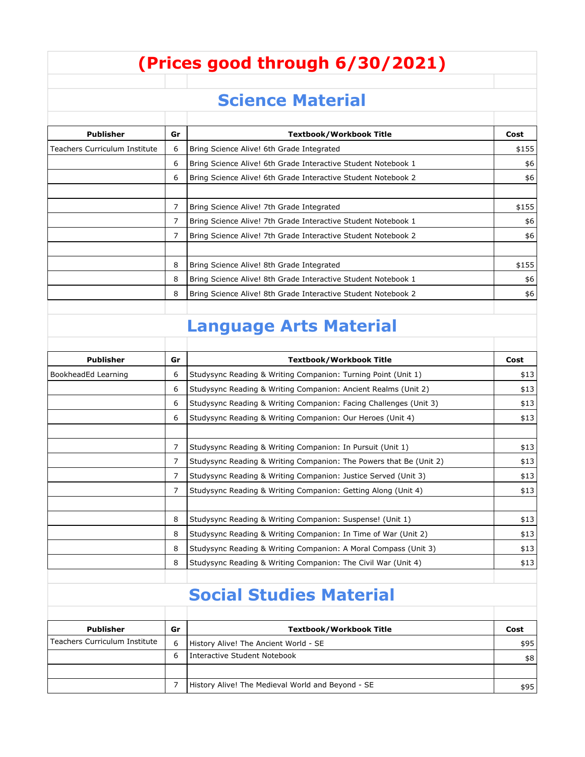# (Prices good through 6/30/2021)

## Science Material

| Publisher | Gr | Textbook/Workbook Title | Cost |
|---|---|---|---|
| Teachers Curriculum Institute | 6 | Bring Science Alive! 6th Grade Integrated | $155 |
| | 6 | Bring Science Alive! 6th Grade Interactive Student Notebook 1 | $6 |
| | 6 | Bring Science Alive! 6th Grade Interactive Student Notebook 2 | $6 |
| | | | |
| | 7 | Bring Science Alive! 7th Grade Integrated | $155 |
| | 7 | Bring Science Alive! 7th Grade Interactive Student Notebook 1 | $6 |
| | 7 | Bring Science Alive! 7th Grade Interactive Student Notebook 2 | $6 |
| | | | |
| | 8 | Bring Science Alive! 8th Grade Integrated | $155 |
| | 8 | Bring Science Alive! 8th Grade Interactive Student Notebook 1 | $6 |
| | 8 | Bring Science Alive! 8th Grade Interactive Student Notebook 2 | $6 |

## Language Arts Material

| Publisher | Gr | Textbook/Workbook Title | Cost |
|---|---|---|---|
| BookheadEd Learning | 6 | Studysync Reading & Writing Companion: Turning Point (Unit 1) | $13 |
| | 6 | Studysync Reading & Writing Companion: Ancient Realms (Unit 2) | $13 |
| | 6 | Studysync Reading & Writing Companion: Facing Challenges (Unit 3) | $13 |
| | 6 | Studysync Reading & Writing Companion: Our Heroes (Unit 4) | $13 |
| | | | |
| | 7 | Studysync Reading & Writing Companion: In Pursuit (Unit 1) | $13 |
| | 7 | Studysync Reading & Writing Companion: The Powers that Be (Unit 2) | $13 |
| | 7 | Studysync Reading & Writing Companion: Justice Served (Unit 3) | $13 |
| | 7 | Studysync Reading & Writing Companion: Getting Along (Unit 4) | $13 |
| | | | |
| | 8 | Studysync Reading & Writing Companion: Suspense! (Unit 1) | $13 |
| | 8 | Studysync Reading & Writing Companion: In Time of War (Unit 2) | $13 |
| | 8 | Studysync Reading & Writing Companion: A Moral Compass (Unit 3) | $13 |
| | 8 | Studysync Reading & Writing Companion: The Civil War (Unit 4) | $13 |

## Social Studies Material

| Publisher | Gr | Textbook/Workbook Title | Cost |
|---|---|---|---|
| Teachers Curriculum Institute | 6 | History Alive! The Ancient World - SE | $95 |
| | 6 | Interactive Student Notebook | $8 |
| | | | |
| | 7 | History Alive! The Medieval World and Beyond - SE | $95 |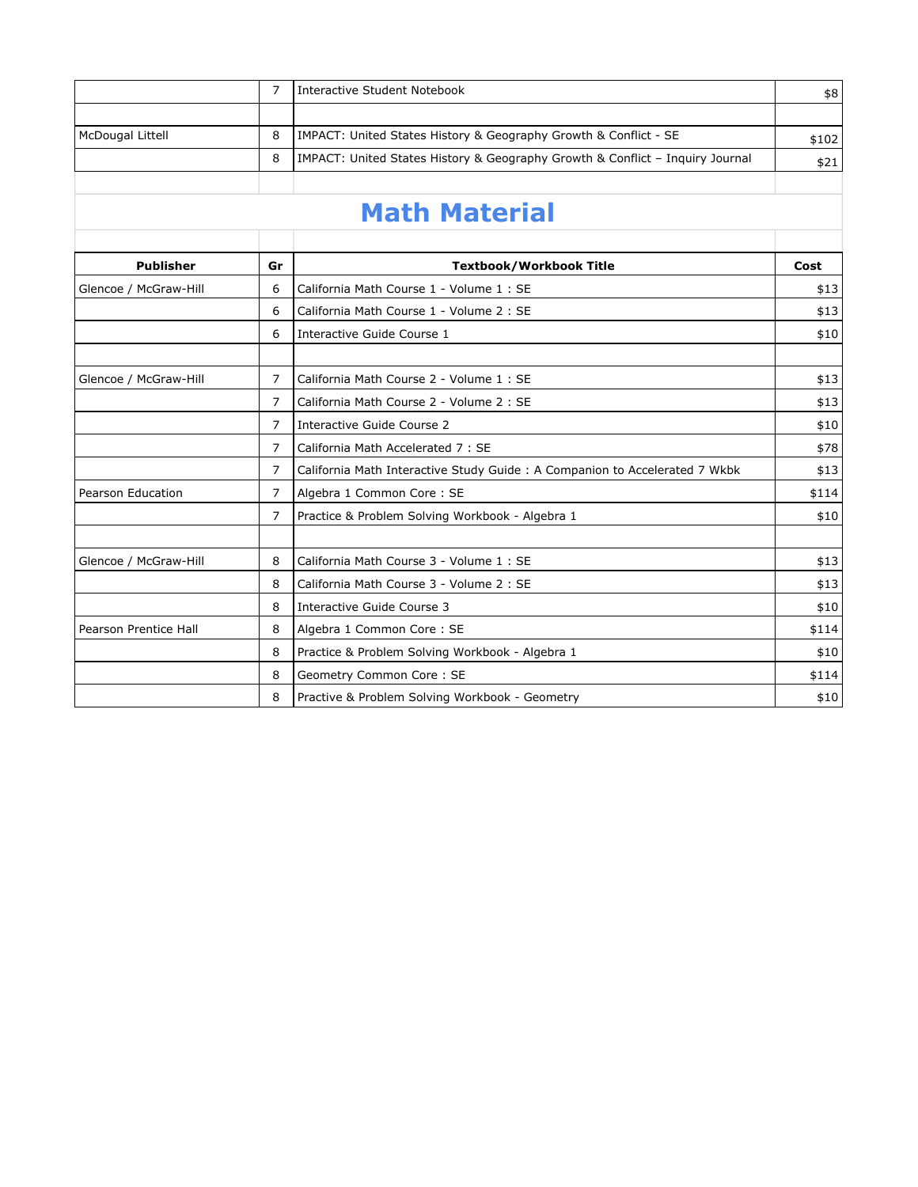| | | | |
|---|---|---|---|
| | 7 | Interactive Student Notebook | $8 |
| | | | |
| McDougal Littell | 8 | IMPACT: United States History & Geography Growth & Conflict - SE | $102 |
| | 8 | IMPACT: United States History & Geography Growth & Conflict – Inquiry Journal | $21 |

## Math Material

| Publisher | Gr | Textbook/Workbook Title | Cost |
|---|---|---|---|
| Glencoe / McGraw-Hill | 6 | California Math Course 1 - Volume 1 : SE | $13 |
| | 6 | California Math Course 1 - Volume 2 : SE | $13 |
| | 6 | Interactive Guide Course 1 | $10 |
| | | | |
| Glencoe / McGraw-Hill | 7 | California Math Course 2 - Volume 1 : SE | $13 |
| | 7 | California Math Course 2 - Volume 2 : SE | $13 |
| | 7 | Interactive Guide Course 2 | $10 |
| | 7 | California Math Accelerated 7 : SE | $78 |
| | 7 | California Math Interactive Study Guide : A Companion to Accelerated 7 Wkbk | $13 |
| Pearson Education | 7 | Algebra 1 Common Core : SE | $114 |
| | 7 | Practice & Problem Solving Workbook - Algebra 1 | $10 |
| | | | |
| Glencoe / McGraw-Hill | 8 | California Math Course 3 - Volume 1 : SE | $13 |
| | 8 | California Math Course 3 - Volume 2 : SE | $13 |
| | 8 | Interactive Guide Course 3 | $10 |
| Pearson Prentice Hall | 8 | Algebra 1 Common Core : SE | $114 |
| | 8 | Practice & Problem Solving Workbook - Algebra 1 | $10 |
| | 8 | Geometry Common Core : SE | $114 |
| | 8 | Practive & Problem Solving Workbook - Geometry | $10 |